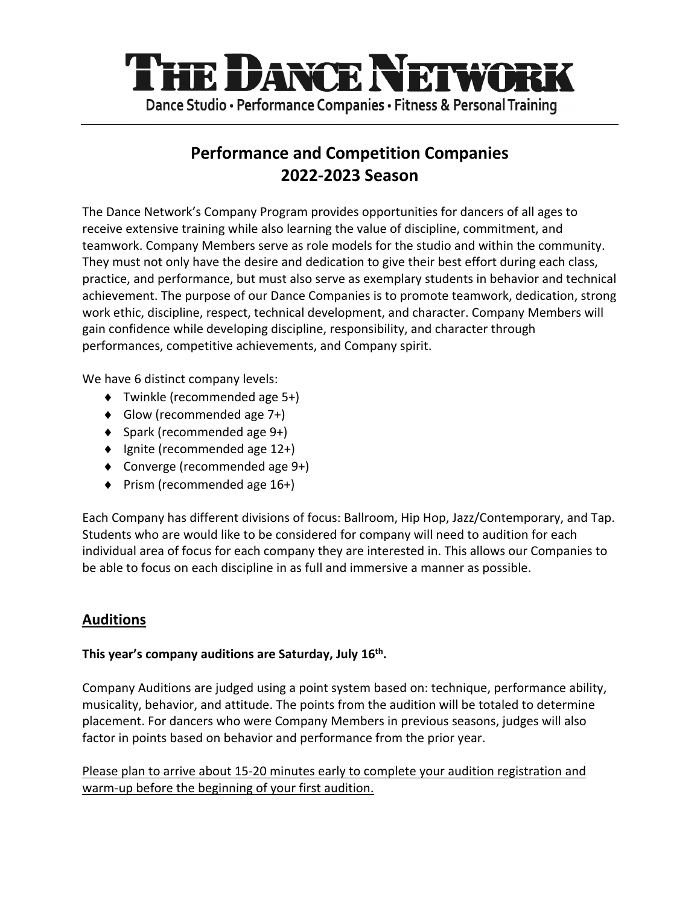# THE DANCE NETWORK

Dance Studio • Performance Companies • Fitness & Personal Training

## Performance and Competition Companies
## 2022-2023 Season

The Dance Network's Company Program provides opportunities for dancers of all ages to receive extensive training while also learning the value of discipline, commitment, and teamwork. Company Members serve as role models for the studio and within the community. They must not only have the desire and dedication to give their best effort during each class, practice, and performance, but must also serve as exemplary students in behavior and technical achievement. The purpose of our Dance Companies is to promote teamwork, dedication, strong work ethic, discipline, respect, technical development, and character. Company Members will gain confidence while developing discipline, responsibility, and character through performances, competitive achievements, and Company spirit.

We have 6 distinct company levels:

- Twinkle (recommended age 5+)
- Glow (recommended age 7+)
- Spark (recommended age 9+)
- Ignite (recommended age 12+)
- Converge (recommended age 9+)
- Prism (recommended age 16+)

Each Company has different divisions of focus: Ballroom, Hip Hop, Jazz/Contemporary, and Tap. Students who are would like to be considered for company will need to audition for each individual area of focus for each company they are interested in. This allows our Companies to be able to focus on each discipline in as full and immersive a manner as possible.

## Auditions

**This year's company auditions are Saturday, July 16th.**

Company Auditions are judged using a point system based on: technique, performance ability, musicality, behavior, and attitude. The points from the audition will be totaled to determine placement. For dancers who were Company Members in previous seasons, judges will also factor in points based on behavior and performance from the prior year.

<u>Please plan to arrive about 15-20 minutes early to complete your audition registration and warm-up before the beginning of your first audition.</u>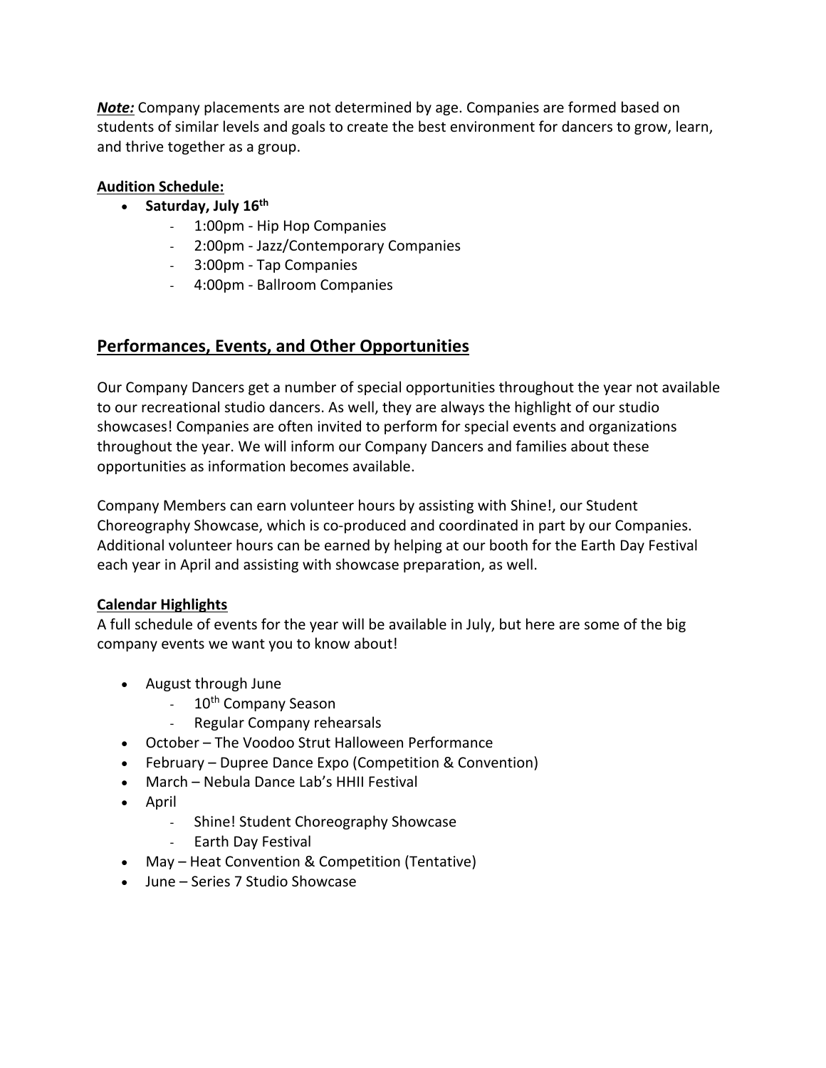***Note:*** Company placements are not determined by age. Companies are formed based on students of similar levels and goals to create the best environment for dancers to grow, learn, and thrive together as a group.

**Audition Schedule:**

- **Saturday, July 16th**
    - 1:00pm - Hip Hop Companies
    - 2:00pm - Jazz/Contemporary Companies
    - 3:00pm - Tap Companies
    - 4:00pm - Ballroom Companies

## Performances, Events, and Other Opportunities

Our Company Dancers get a number of special opportunities throughout the year not available to our recreational studio dancers. As well, they are always the highlight of our studio showcases! Companies are often invited to perform for special events and organizations throughout the year. We will inform our Company Dancers and families about these opportunities as information becomes available.

Company Members can earn volunteer hours by assisting with Shine!, our Student Choreography Showcase, which is co-produced and coordinated in part by our Companies. Additional volunteer hours can be earned by helping at our booth for the Earth Day Festival each year in April and assisting with showcase preparation, as well.

**Calendar Highlights**

A full schedule of events for the year will be available in July, but here are some of the big company events we want you to know about!

- August through June
    - 10th Company Season
    - Regular Company rehearsals
- October – The Voodoo Strut Halloween Performance
- February – Dupree Dance Expo (Competition & Convention)
- March – Nebula Dance Lab's HHII Festival
- April
    - Shine! Student Choreography Showcase
    - Earth Day Festival
- May – Heat Convention & Competition (Tentative)
- June – Series 7 Studio Showcase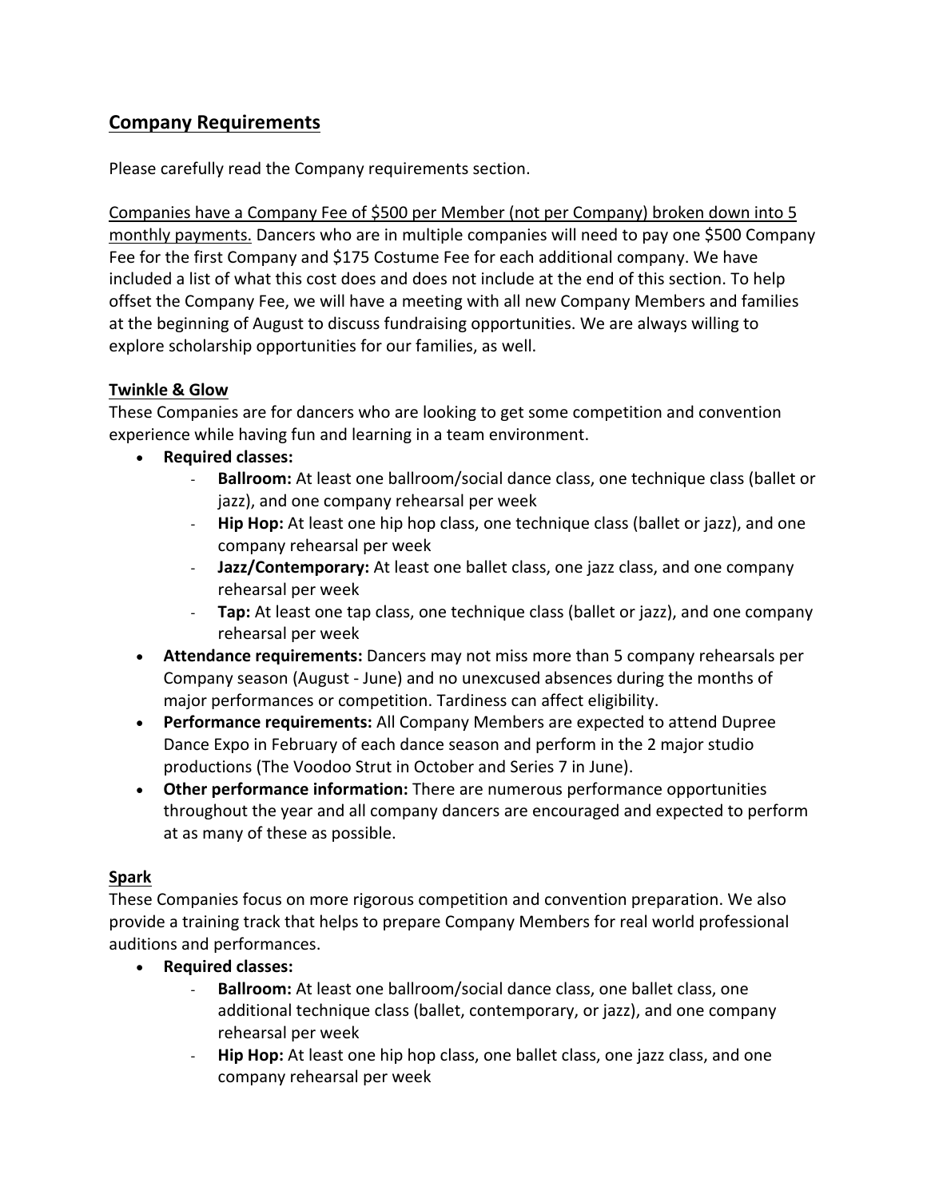## Company Requirements

Please carefully read the Company requirements section.

Companies have a Company Fee of $500 per Member (not per Company) broken down into 5 monthly payments. Dancers who are in multiple companies will need to pay one $500 Company Fee for the first Company and $175 Costume Fee for each additional company. We have included a list of what this cost does and does not include at the end of this section. To help offset the Company Fee, we will have a meeting with all new Company Members and families at the beginning of August to discuss fundraising opportunities. We are always willing to explore scholarship opportunities for our families, as well.

### Twinkle & Glow

These Companies are for dancers who are looking to get some competition and convention experience while having fun and learning in a team environment.

- **Required classes:**
  - **Ballroom:** At least one ballroom/social dance class, one technique class (ballet or jazz), and one company rehearsal per week
  - **Hip Hop:** At least one hip hop class, one technique class (ballet or jazz), and one company rehearsal per week
  - **Jazz/Contemporary:** At least one ballet class, one jazz class, and one company rehearsal per week
  - **Tap:** At least one tap class, one technique class (ballet or jazz), and one company rehearsal per week
- **Attendance requirements:** Dancers may not miss more than 5 company rehearsals per Company season (August - June) and no unexcused absences during the months of major performances or competition. Tardiness can affect eligibility.
- **Performance requirements:** All Company Members are expected to attend Dupree Dance Expo in February of each dance season and perform in the 2 major studio productions (The Voodoo Strut in October and Series 7 in June).
- **Other performance information:** There are numerous performance opportunities throughout the year and all company dancers are encouraged and expected to perform at as many of these as possible.

### Spark

These Companies focus on more rigorous competition and convention preparation. We also provide a training track that helps to prepare Company Members for real world professional auditions and performances.

- **Required classes:**
  - **Ballroom:** At least one ballroom/social dance class, one ballet class, one additional technique class (ballet, contemporary, or jazz), and one company rehearsal per week
  - **Hip Hop:** At least one hip hop class, one ballet class, one jazz class, and one company rehearsal per week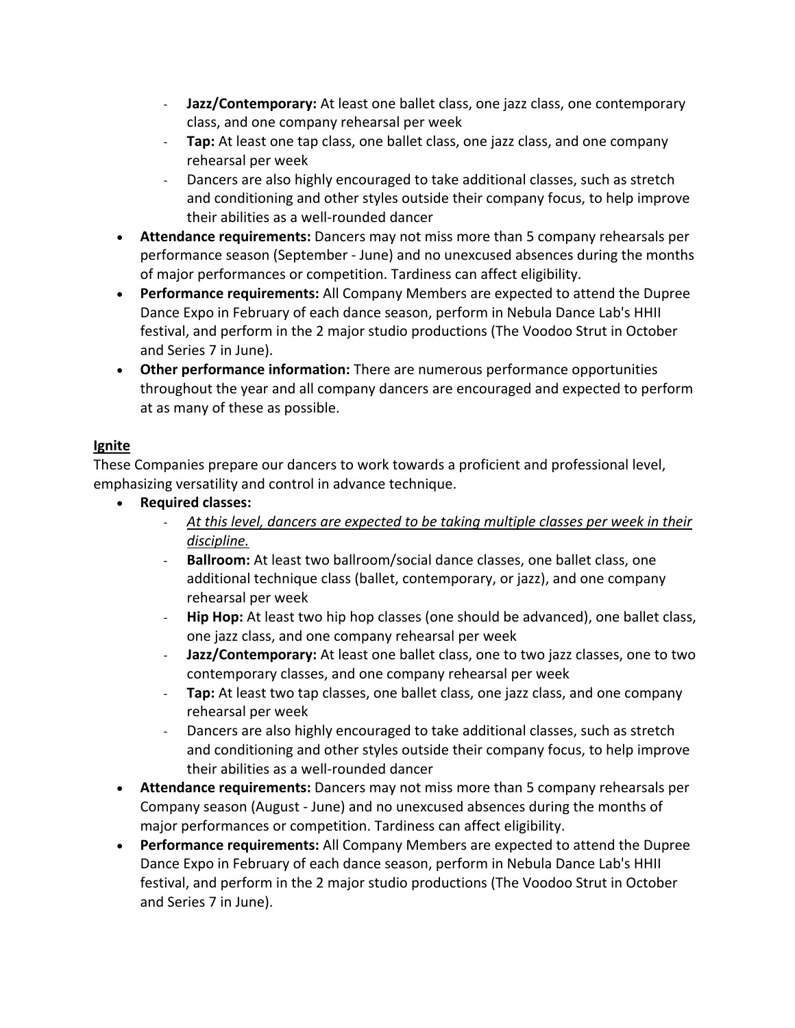- **Jazz/Contemporary:** At least one ballet class, one jazz class, one contemporary class, and one company rehearsal per week
    - **Tap:** At least one tap class, one ballet class, one jazz class, and one company rehearsal per week
    - Dancers are also highly encouraged to take additional classes, such as stretch and conditioning and other styles outside their company focus, to help improve their abilities as a well-rounded dancer
- **Attendance requirements:** Dancers may not miss more than 5 company rehearsals per performance season (September - June) and no unexcused absences during the months of major performances or competition. Tardiness can affect eligibility.
- **Performance requirements:** All Company Members are expected to attend the Dupree Dance Expo in February of each dance season, perform in Nebula Dance Lab's HHII festival, and perform in the 2 major studio productions (The Voodoo Strut in October and Series 7 in June).
- **Other performance information:** There are numerous performance opportunities throughout the year and all company dancers are encouraged and expected to perform at as many of these as possible.

**<u>Ignite</u>**

These Companies prepare our dancers to work towards a proficient and professional level, emphasizing versatility and control in advance technique.

- **Required classes:**
    - *<u>At this level, dancers are expected to be taking multiple classes per week in their discipline.</u>*
    - **Ballroom:** At least two ballroom/social dance classes, one ballet class, one additional technique class (ballet, contemporary, or jazz), and one company rehearsal per week
    - **Hip Hop:** At least two hip hop classes (one should be advanced), one ballet class, one jazz class, and one company rehearsal per week
    - **Jazz/Contemporary:** At least one ballet class, one to two jazz classes, one to two contemporary classes, and one company rehearsal per week
    - **Tap:** At least two tap classes, one ballet class, one jazz class, and one company rehearsal per week
    - Dancers are also highly encouraged to take additional classes, such as stretch and conditioning and other styles outside their company focus, to help improve their abilities as a well-rounded dancer
- **Attendance requirements:** Dancers may not miss more than 5 company rehearsals per Company season (August - June) and no unexcused absences during the months of major performances or competition. Tardiness can affect eligibility.
- **Performance requirements:** All Company Members are expected to attend the Dupree Dance Expo in February of each dance season, perform in Nebula Dance Lab's HHII festival, and perform in the 2 major studio productions (The Voodoo Strut in October and Series 7 in June).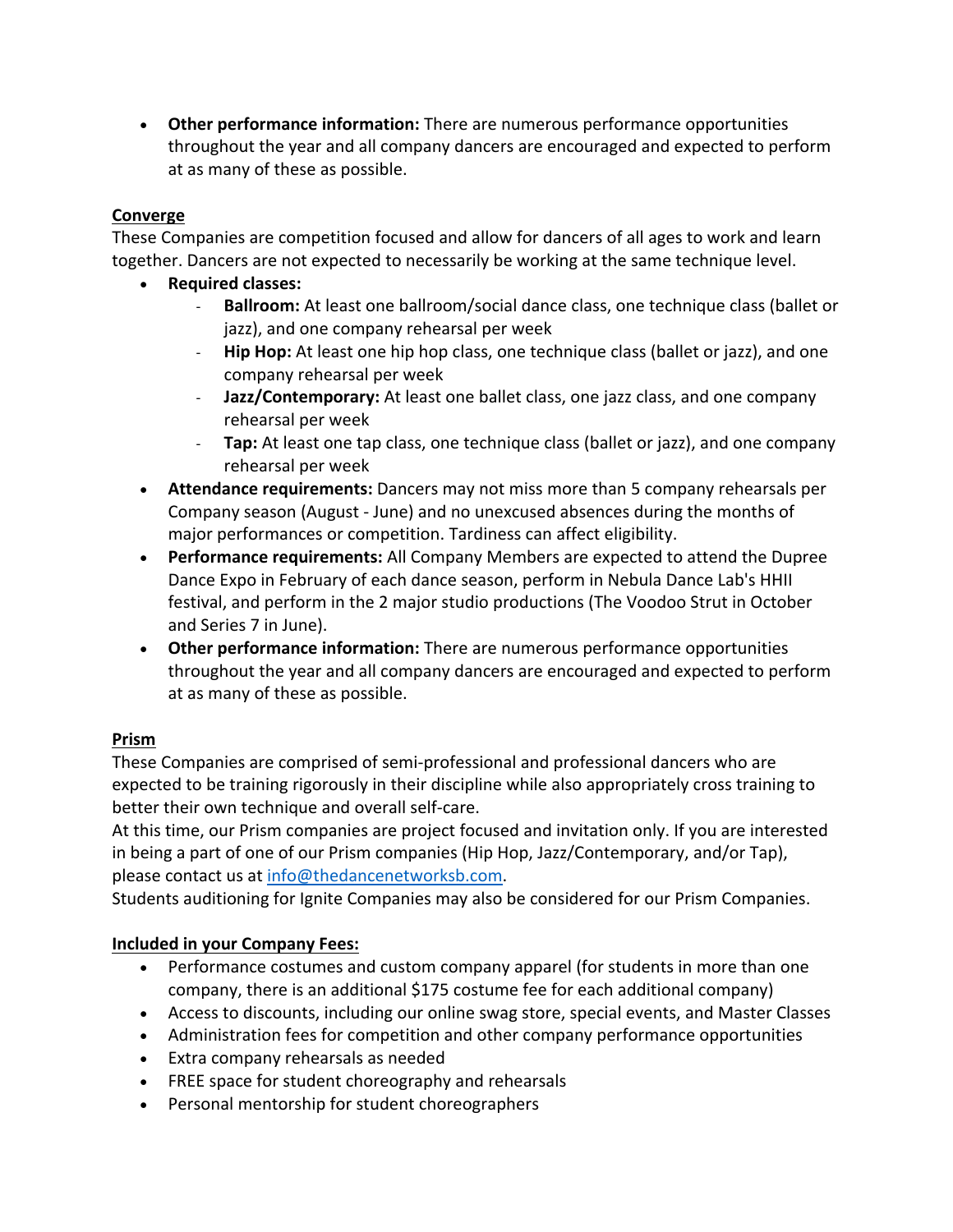- **Other performance information:** There are numerous performance opportunities throughout the year and all company dancers are encouraged and expected to perform at as many of these as possible.

**Converge**

These Companies are competition focused and allow for dancers of all ages to work and learn together. Dancers are not expected to necessarily be working at the same technique level.

- **Required classes:**
  - **Ballroom:** At least one ballroom/social dance class, one technique class (ballet or jazz), and one company rehearsal per week
  - **Hip Hop:** At least one hip hop class, one technique class (ballet or jazz), and one company rehearsal per week
  - **Jazz/Contemporary:** At least one ballet class, one jazz class, and one company rehearsal per week
  - **Tap:** At least one tap class, one technique class (ballet or jazz), and one company rehearsal per week
- **Attendance requirements:** Dancers may not miss more than 5 company rehearsals per Company season (August - June) and no unexcused absences during the months of major performances or competition. Tardiness can affect eligibility.
- **Performance requirements:** All Company Members are expected to attend the Dupree Dance Expo in February of each dance season, perform in Nebula Dance Lab's HHII festival, and perform in the 2 major studio productions (The Voodoo Strut in October and Series 7 in June).
- **Other performance information:** There are numerous performance opportunities throughout the year and all company dancers are encouraged and expected to perform at as many of these as possible.

**Prism**

These Companies are comprised of semi-professional and professional dancers who are expected to be training rigorously in their discipline while also appropriately cross training to better their own technique and overall self-care.

At this time, our Prism companies are project focused and invitation only. If you are interested in being a part of one of our Prism companies (Hip Hop, Jazz/Contemporary, and/or Tap), please contact us at info@thedancenetworksb.com.

Students auditioning for Ignite Companies may also be considered for our Prism Companies.

**Included in your Company Fees:**

- Performance costumes and custom company apparel (for students in more than one company, there is an additional $175 costume fee for each additional company)
- Access to discounts, including our online swag store, special events, and Master Classes
- Administration fees for competition and other company performance opportunities
- Extra company rehearsals as needed
- FREE space for student choreography and rehearsals
- Personal mentorship for student choreographers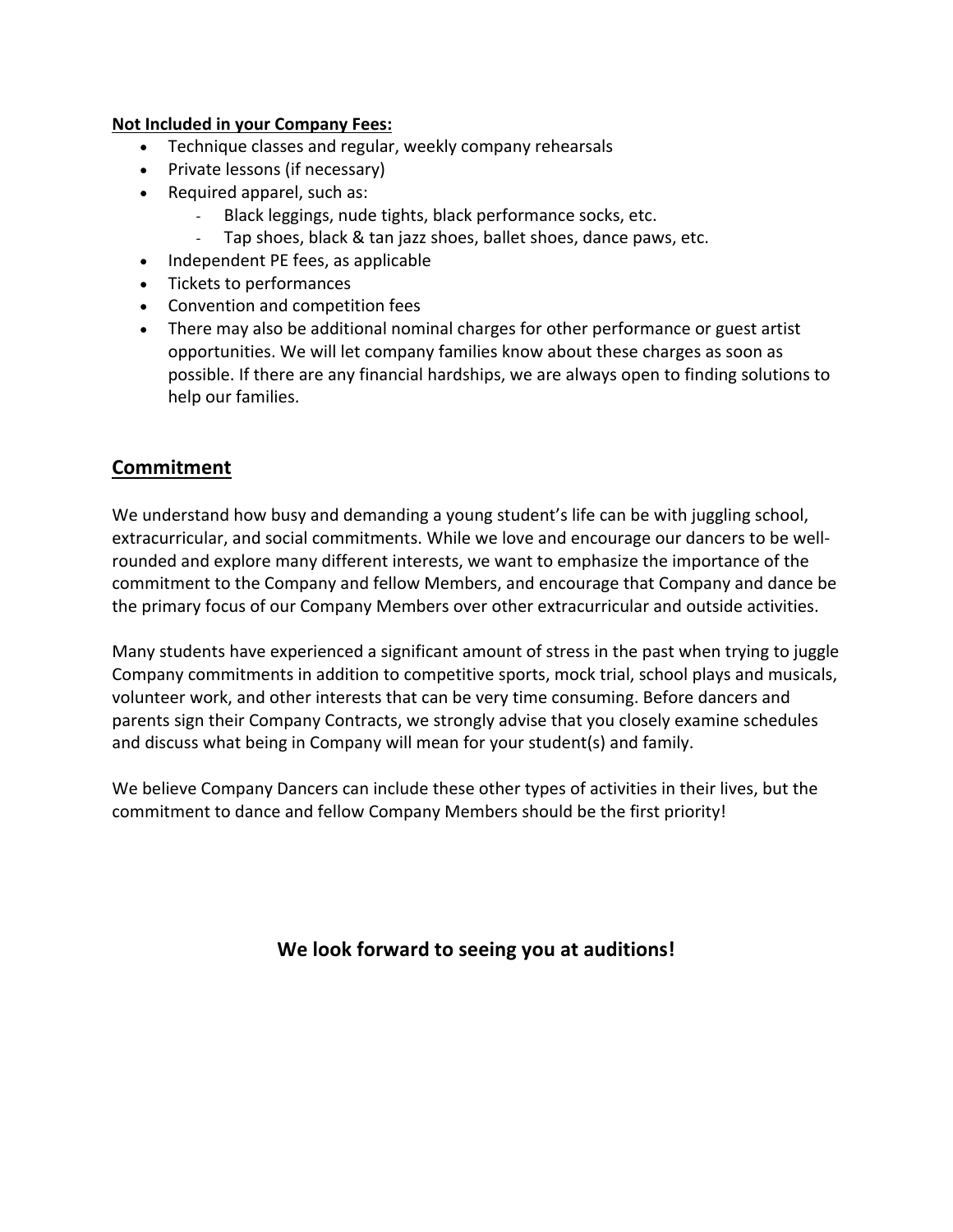**Not Included in your Company Fees:**

- Technique classes and regular, weekly company rehearsals
- Private lessons (if necessary)
- Required apparel, such as:
  - Black leggings, nude tights, black performance socks, etc.
  - Tap shoes, black & tan jazz shoes, ballet shoes, dance paws, etc.
- Independent PE fees, as applicable
- Tickets to performances
- Convention and competition fees
- There may also be additional nominal charges for other performance or guest artist opportunities. We will let company families know about these charges as soon as possible. If there are any financial hardships, we are always open to finding solutions to help our families.

## Commitment

We understand how busy and demanding a young student's life can be with juggling school, extracurricular, and social commitments. While we love and encourage our dancers to be well-rounded and explore many different interests, we want to emphasize the importance of the commitment to the Company and fellow Members, and encourage that Company and dance be the primary focus of our Company Members over other extracurricular and outside activities.

Many students have experienced a significant amount of stress in the past when trying to juggle Company commitments in addition to competitive sports, mock trial, school plays and musicals, volunteer work, and other interests that can be very time consuming. Before dancers and parents sign their Company Contracts, we strongly advise that you closely examine schedules and discuss what being in Company will mean for your student(s) and family.

We believe Company Dancers can include these other types of activities in their lives, but the commitment to dance and fellow Company Members should be the first priority!

**We look forward to seeing you at auditions!**